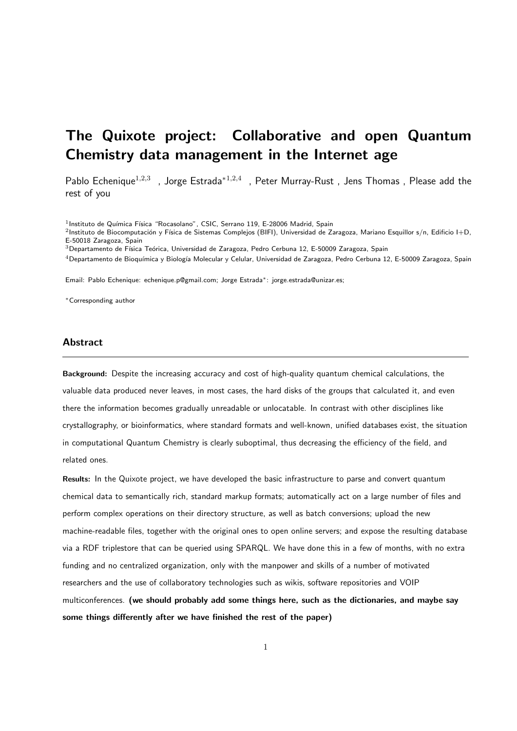# The Quixote project: Collaborative and open Quantum Chemistry data management in the Internet age

Pablo Echenique[1,2,3] , Jorge Estrada*[1,2,4] , Peter Murray-Rust , Jens Thomas , Please add the rest of you

[1]Instituto de Química Física "Rocasolano", CSIC, Serrano 119, E-28006 Madrid, Spain
[2]Instituto de Biocomputación y Física de Sistemas Complejos (BIFI), Universidad de Zaragoza, Mariano Esquillor s/n, Edificio I+D, E-50018 Zaragoza, Spain
[3]Departamento de Física Teórica, Universidad de Zaragoza, Pedro Cerbuna 12, E-50009 Zaragoza, Spain
[4]Departamento de Bioquímica y Biología Molecular y Celular, Universidad de Zaragoza, Pedro Cerbuna 12, E-50009 Zaragoza, Spain

Email: Pablo Echenique: echenique.p@gmail.com; Jorge Estrada*: jorge.estrada@unizar.es;

*Corresponding author

## Abstract

**Background:** Despite the increasing accuracy and cost of high-quality quantum chemical calculations, the valuable data produced never leaves, in most cases, the hard disks of the groups that calculated it, and even there the information becomes gradually unreadable or unlocatable. In contrast with other disciplines like crystallography, or bioinformatics, where standard formats and well-known, unified databases exist, the situation in computational Quantum Chemistry is clearly suboptimal, thus decreasing the efficiency of the field, and related ones.

**Results:** In the Quixote project, we have developed the basic infrastructure to parse and convert quantum chemical data to semantically rich, standard markup formats; automatically act on a large number of files and perform complex operations on their directory structure, as well as batch conversions; upload the new machine-readable files, together with the original ones to open online servers; and expose the resulting database via a RDF triplestore that can be queried using SPARQL. We have done this in a few of months, with no extra funding and no centralized organization, only with the manpower and skills of a number of motivated researchers and the use of collaboratory technologies such as wikis, software repositories and VOIP multiconferences. **(we should probably add some things here, such as the dictionaries, and maybe say some things differently after we have finished the rest of the paper)**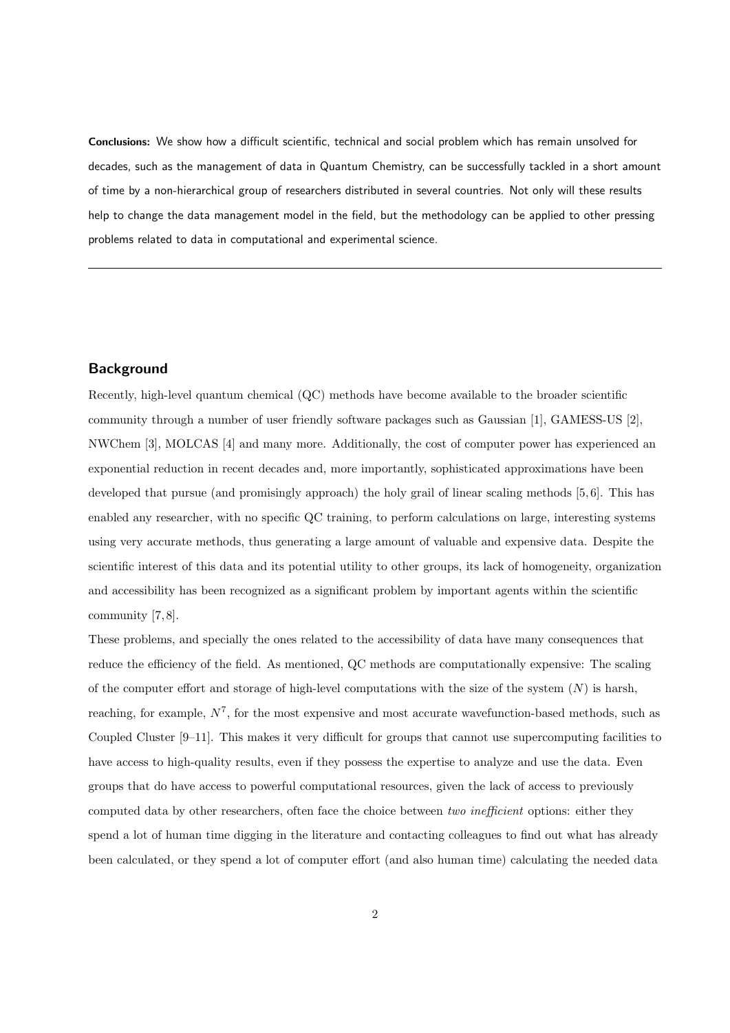**Conclusions:** We show how a difficult scientific, technical and social problem which has remain unsolved for decades, such as the management of data in Quantum Chemistry, can be successfully tackled in a short amount of time by a non-hierarchical group of researchers distributed in several countries. Not only will these results help to change the data management model in the field, but the methodology can be applied to other pressing problems related to data in computational and experimental science.

---

## Background

Recently, high-level quantum chemical (QC) methods have become available to the broader scientific community through a number of user friendly software packages such as Gaussian [1], GAMESS-US [2], NWChem [3], MOLCAS [4] and many more. Additionally, the cost of computer power has experienced an exponential reduction in recent decades and, more importantly, sophisticated approximations have been developed that pursue (and promisingly approach) the holy grail of linear scaling methods [5, 6]. This has enabled any researcher, with no specific QC training, to perform calculations on large, interesting systems using very accurate methods, thus generating a large amount of valuable and expensive data. Despite the scientific interest of this data and its potential utility to other groups, its lack of homogeneity, organization and accessibility has been recognized as a significant problem by important agents within the scientific community [7, 8].

These problems, and specially the ones related to the accessibility of data have many consequences that reduce the efficiency of the field. As mentioned, QC methods are computationally expensive: The scaling of the computer effort and storage of high-level computations with the size of the system ($N$) is harsh, reaching, for example, $N^7$, for the most expensive and most accurate wavefunction-based methods, such as Coupled Cluster [9–11]. This makes it very difficult for groups that cannot use supercomputing facilities to have access to high-quality results, even if they possess the expertise to analyze and use the data. Even groups that do have access to powerful computational resources, given the lack of access to previously computed data by other researchers, often face the choice between *two inefficient* options: either they spend a lot of human time digging in the literature and contacting colleagues to find out what has already been calculated, or they spend a lot of computer effort (and also human time) calculating the needed data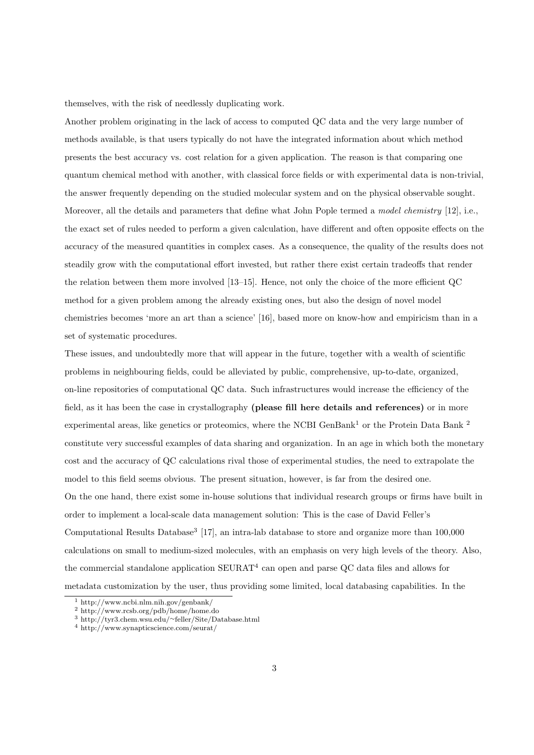themselves, with the risk of needlessly duplicating work.

Another problem originating in the lack of access to computed QC data and the very large number of methods available, is that users typically do not have the integrated information about which method presents the best accuracy vs. cost relation for a given application. The reason is that comparing one quantum chemical method with another, with classical force fields or with experimental data is non-trivial, the answer frequently depending on the studied molecular system and on the physical observable sought. Moreover, all the details and parameters that define what John Pople termed a *model chemistry* [12], i.e., the exact set of rules needed to perform a given calculation, have different and often opposite effects on the accuracy of the measured quantities in complex cases. As a consequence, the quality of the results does not steadily grow with the computational effort invested, but rather there exist certain tradeoffs that render the relation between them more involved [13–15]. Hence, not only the choice of the more efficient QC method for a given problem among the already existing ones, but also the design of novel model chemistries becomes 'more an art than a science' [16], based more on know-how and empiricism than in a set of systematic procedures.

These issues, and undoubtedly more that will appear in the future, together with a wealth of scientific problems in neighbouring fields, could be alleviated by public, comprehensive, up-to-date, organized, on-line repositories of computational QC data. Such infrastructures would increase the efficiency of the field, as it has been the case in crystallography **(please fill here details and references)** or in more experimental areas, like genetics or proteomics, where the NCBI GenBank[1] or the Protein Data Bank [2] constitute very successful examples of data sharing and organization. In an age in which both the monetary cost and the accuracy of QC calculations rival those of experimental studies, the need to extrapolate the model to this field seems obvious. The present situation, however, is far from the desired one.

On the one hand, there exist some in-house solutions that individual research groups or firms have built in order to implement a local-scale data management solution: This is the case of David Feller's Computational Results Database[3] [17], an intra-lab database to store and organize more than 100,000 calculations on small to medium-sized molecules, with an emphasis on very high levels of the theory. Also, the commercial standalone application SEURAT[4] can open and parse QC data files and allows for metadata customization by the user, thus providing some limited, local databasing capabilities. In the

[1] http://www.ncbi.nlm.nih.gov/genbank/

[2] http://www.rcsb.org/pdb/home/home.do

[3] http://tyr3.chem.wsu.edu/~feller/Site/Database.html

[4] http://www.synapticscience.com/seurat/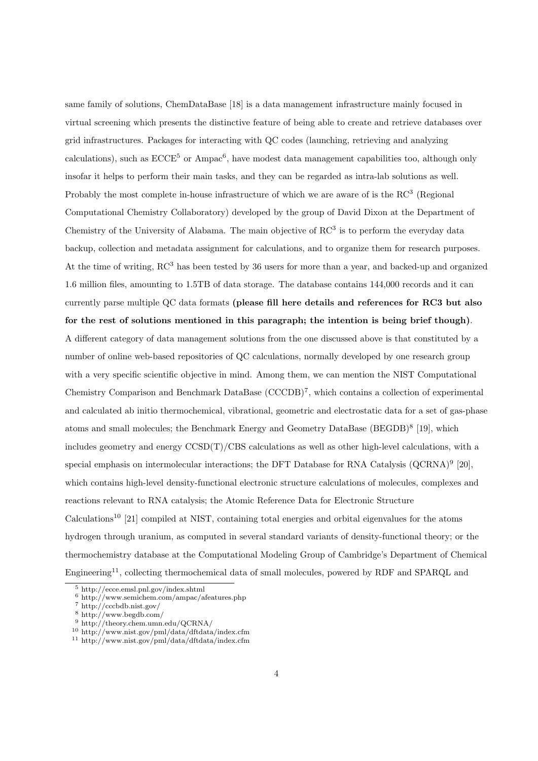same family of solutions, ChemDataBase [18] is a data management infrastructure mainly focused in virtual screening which presents the distinctive feature of being able to create and retrieve databases over grid infrastructures. Packages for interacting with QC codes (launching, retrieving and analyzing calculations), such as ECCE[5] or Ampac[6], have modest data management capabilities too, although only insofar it helps to perform their main tasks, and they can be regarded as intra-lab solutions as well. Probably the most complete in-house infrastructure of which we are aware of is the $RC^3$ (Regional Computational Chemistry Collaboratory) developed by the group of David Dixon at the Department of Chemistry of the University of Alabama. The main objective of $RC^3$ is to perform the everyday data backup, collection and metadata assignment for calculations, and to organize them for research purposes. At the time of writing, $RC^3$ has been tested by 36 users for more than a year, and backed-up and organized 1.6 million files, amounting to 1.5TB of data storage. The database contains 144,000 records and it can currently parse multiple QC data formats **(please fill here details and references for RC3 but also for the rest of solutions mentioned in this paragraph; the intention is being brief though)**.

A different category of data management solutions from the one discussed above is that constituted by a number of online web-based repositories of QC calculations, normally developed by one research group with a very specific scientific objective in mind. Among them, we can mention the NIST Computational Chemistry Comparison and Benchmark DataBase (CCCDB)[7], which contains a collection of experimental and calculated ab initio thermochemical, vibrational, geometric and electrostatic data for a set of gas-phase atoms and small molecules; the Benchmark Energy and Geometry DataBase (BEGDB)[8] [19], which includes geometry and energy CCSD(T)/CBS calculations as well as other high-level calculations, with a special emphasis on intermolecular interactions; the DFT Database for RNA Catalysis (QCRNA)[9] [20], which contains high-level density-functional electronic structure calculations of molecules, complexes and reactions relevant to RNA catalysis; the Atomic Reference Data for Electronic Structure Calculations[10] [21] compiled at NIST, containing total energies and orbital eigenvalues for the atoms hydrogen through uranium, as computed in several standard variants of density-functional theory; or the thermochemistry database at the Computational Modeling Group of Cambridge's Department of Chemical Engineering[11], collecting thermochemical data of small molecules, powered by RDF and SPARQL and

---

[5] http://ecce.emsl.pnl.gov/index.shtml

[6] http://www.semichem.com/ampac/afeatures.php

[7] http://cccbdb.nist.gov/

[8] http://www.begdb.com/

[9] http://theory.chem.umn.edu/QCRNA/

[10] http://www.nist.gov/pml/data/dftdata/index.cfm

[11] http://www.nist.gov/pml/data/dftdata/index.cfm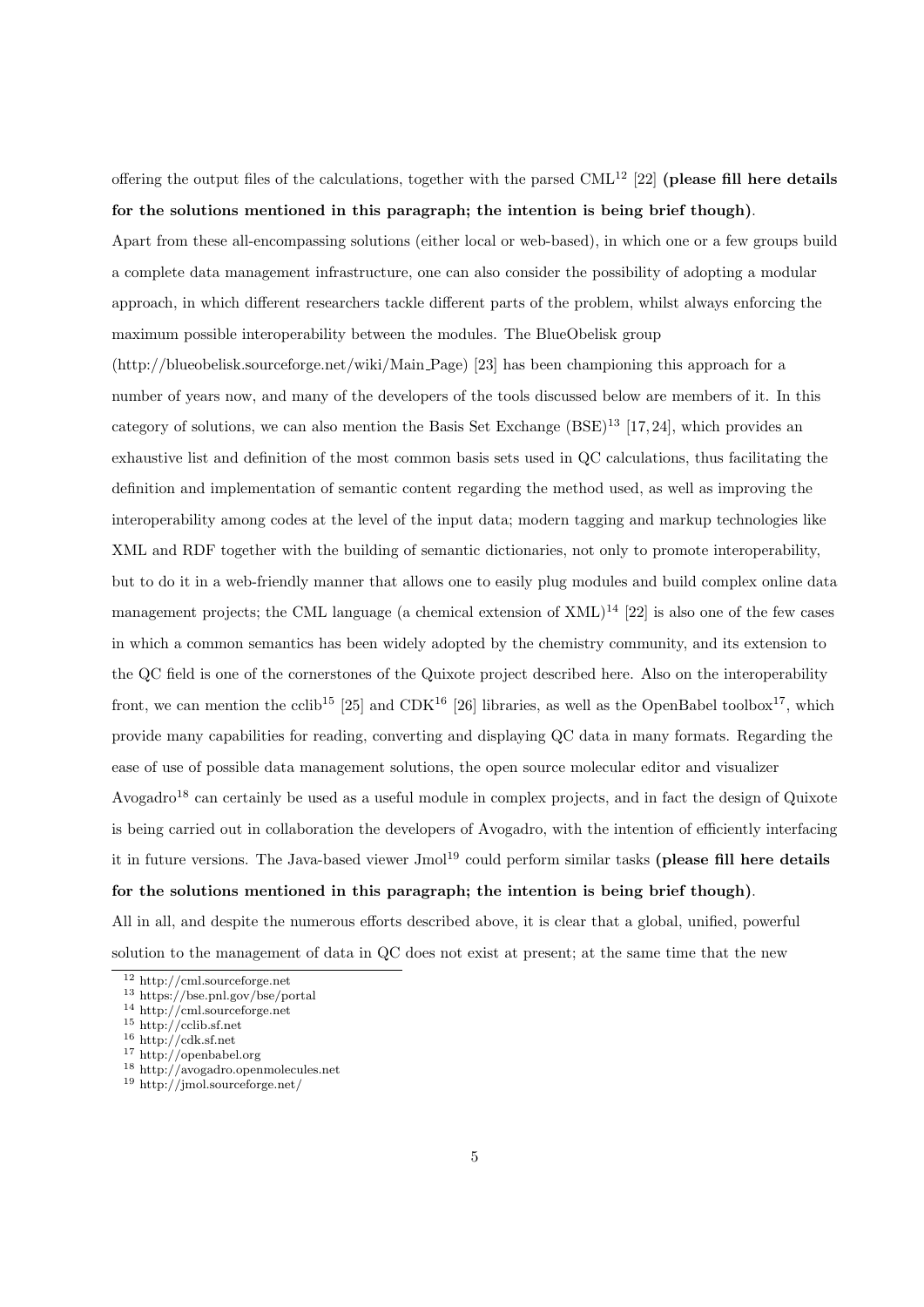offering the output files of the calculations, together with the parsed CML[12] [22] **(please fill here details for the solutions mentioned in this paragraph; the intention is being brief though)**.

Apart from these all-encompassing solutions (either local or web-based), in which one or a few groups build a complete data management infrastructure, one can also consider the possibility of adopting a modular approach, in which different researchers tackle different parts of the problem, whilst always enforcing the maximum possible interoperability between the modules. The BlueObelisk group (http://blueobelisk.sourceforge.net/wiki/Main_Page) [23] has been championing this approach for a number of years now, and many of the developers of the tools discussed below are members of it. In this category of solutions, we can also mention the Basis Set Exchange (BSE)[13] [17, 24], which provides an exhaustive list and definition of the most common basis sets used in QC calculations, thus facilitating the definition and implementation of semantic content regarding the method used, as well as improving the interoperability among codes at the level of the input data; modern tagging and markup technologies like XML and RDF together with the building of semantic dictionaries, not only to promote interoperability, but to do it in a web-friendly manner that allows one to easily plug modules and build complex online data management projects; the CML language (a chemical extension of XML)[14] [22] is also one of the few cases in which a common semantics has been widely adopted by the chemistry community, and its extension to the QC field is one of the cornerstones of the Quixote project described here. Also on the interoperability front, we can mention the cclib[15] [25] and CDK[16] [26] libraries, as well as the OpenBabel toolbox[17], which provide many capabilities for reading, converting and displaying QC data in many formats. Regarding the ease of use of possible data management solutions, the open source molecular editor and visualizer Avogadro[18] can certainly be used as a useful module in complex projects, and in fact the design of Quixote is being carried out in collaboration the developers of Avogadro, with the intention of efficiently interfacing it in future versions. The Java-based viewer Jmol[19] could perform similar tasks **(please fill here details for the solutions mentioned in this paragraph; the intention is being brief though)**.

All in all, and despite the numerous efforts described above, it is clear that a global, unified, powerful solution to the management of data in QC does not exist at present; at the same time that the new

---

[12] http://cml.sourceforge.net
[13] https://bse.pnl.gov/bse/portal
[14] http://cml.sourceforge.net
[15] http://cclib.sf.net
[16] http://cdk.sf.net
[17] http://openbabel.org
[18] http://avogadro.openmolecules.net
[19] http://jmol.sourceforge.net/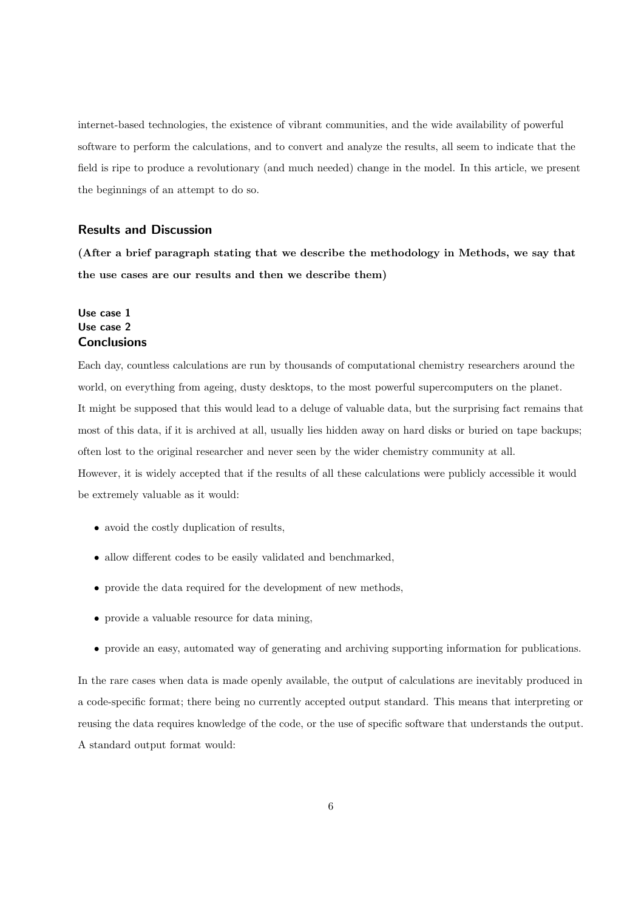internet-based technologies, the existence of vibrant communities, and the wide availability of powerful software to perform the calculations, and to convert and analyze the results, all seem to indicate that the field is ripe to produce a revolutionary (and much needed) change in the model. In this article, we present the beginnings of an attempt to do so.

## Results and Discussion

**(After a brief paragraph stating that we describe the methodology in Methods, we say that the use cases are our results and then we describe them)**

### Use case 1

### Use case 2

## Conclusions

Each day, countless calculations are run by thousands of computational chemistry researchers around the world, on everything from ageing, dusty desktops, to the most powerful supercomputers on the planet. It might be supposed that this would lead to a deluge of valuable data, but the surprising fact remains that most of this data, if it is archived at all, usually lies hidden away on hard disks or buried on tape backups; often lost to the original researcher and never seen by the wider chemistry community at all. However, it is widely accepted that if the results of all these calculations were publicly accessible it would be extremely valuable as it would:

- avoid the costly duplication of results,
- allow different codes to be easily validated and benchmarked,
- provide the data required for the development of new methods,
- provide a valuable resource for data mining,
- provide an easy, automated way of generating and archiving supporting information for publications.

In the rare cases when data is made openly available, the output of calculations are inevitably produced in a code-specific format; there being no currently accepted output standard. This means that interpreting or reusing the data requires knowledge of the code, or the use of specific software that understands the output. A standard output format would: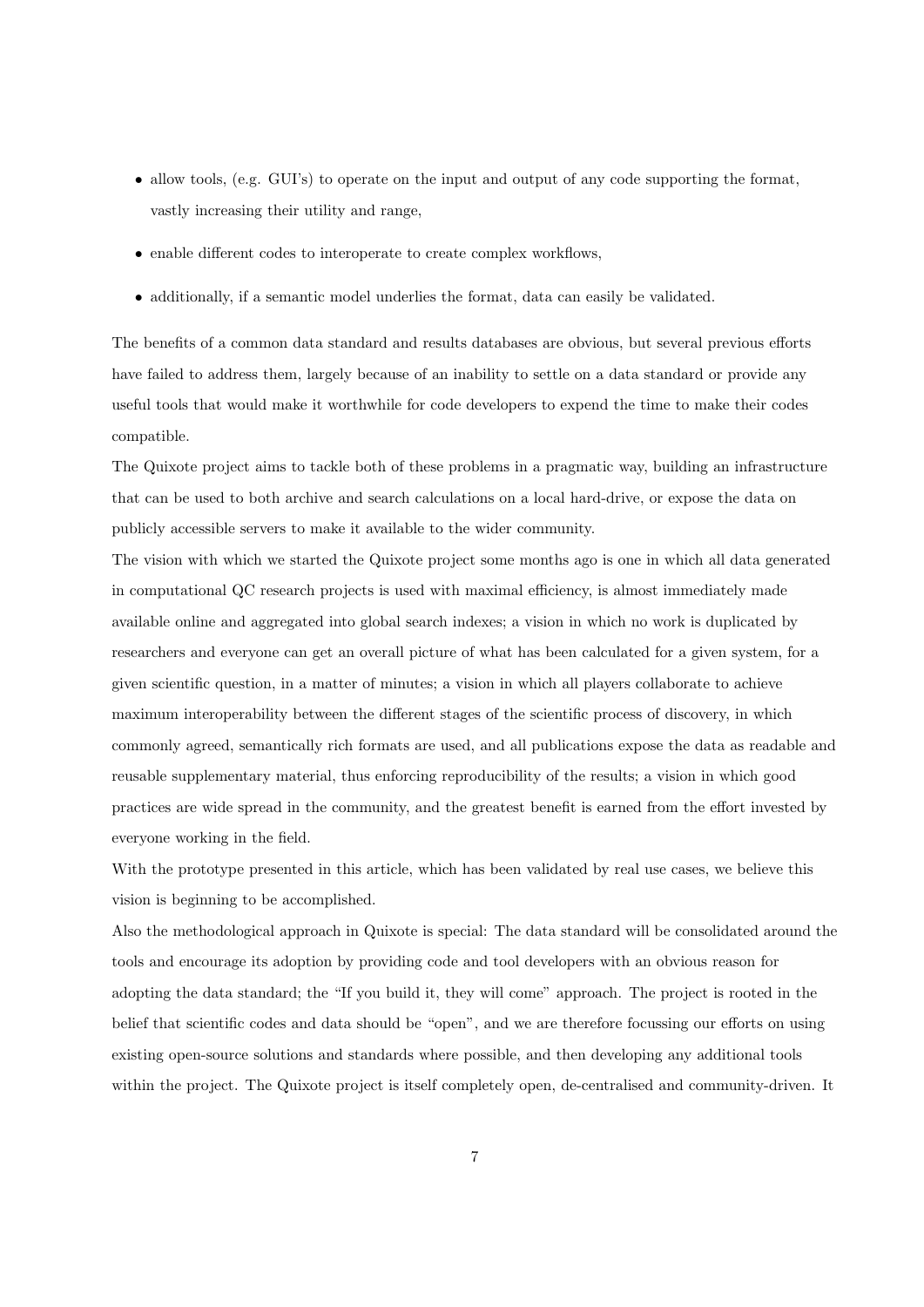- allow tools, (e.g. GUI's) to operate on the input and output of any code supporting the format, vastly increasing their utility and range,
- enable different codes to interoperate to create complex workflows,
- additionally, if a semantic model underlies the format, data can easily be validated.

The benefits of a common data standard and results databases are obvious, but several previous efforts have failed to address them, largely because of an inability to settle on a data standard or provide any useful tools that would make it worthwhile for code developers to expend the time to make their codes compatible.

The Quixote project aims to tackle both of these problems in a pragmatic way, building an infrastructure that can be used to both archive and search calculations on a local hard-drive, or expose the data on publicly accessible servers to make it available to the wider community.

The vision with which we started the Quixote project some months ago is one in which all data generated in computational QC research projects is used with maximal efficiency, is almost immediately made available online and aggregated into global search indexes; a vision in which no work is duplicated by researchers and everyone can get an overall picture of what has been calculated for a given system, for a given scientific question, in a matter of minutes; a vision in which all players collaborate to achieve maximum interoperability between the different stages of the scientific process of discovery, in which commonly agreed, semantically rich formats are used, and all publications expose the data as readable and reusable supplementary material, thus enforcing reproducibility of the results; a vision in which good practices are wide spread in the community, and the greatest benefit is earned from the effort invested by everyone working in the field.

With the prototype presented in this article, which has been validated by real use cases, we believe this vision is beginning to be accomplished.

Also the methodological approach in Quixote is special: The data standard will be consolidated around the tools and encourage its adoption by providing code and tool developers with an obvious reason for adopting the data standard; the "If you build it, they will come" approach. The project is rooted in the belief that scientific codes and data should be "open", and we are therefore focussing our efforts on using existing open-source solutions and standards where possible, and then developing any additional tools within the project. The Quixote project is itself completely open, de-centralised and community-driven. It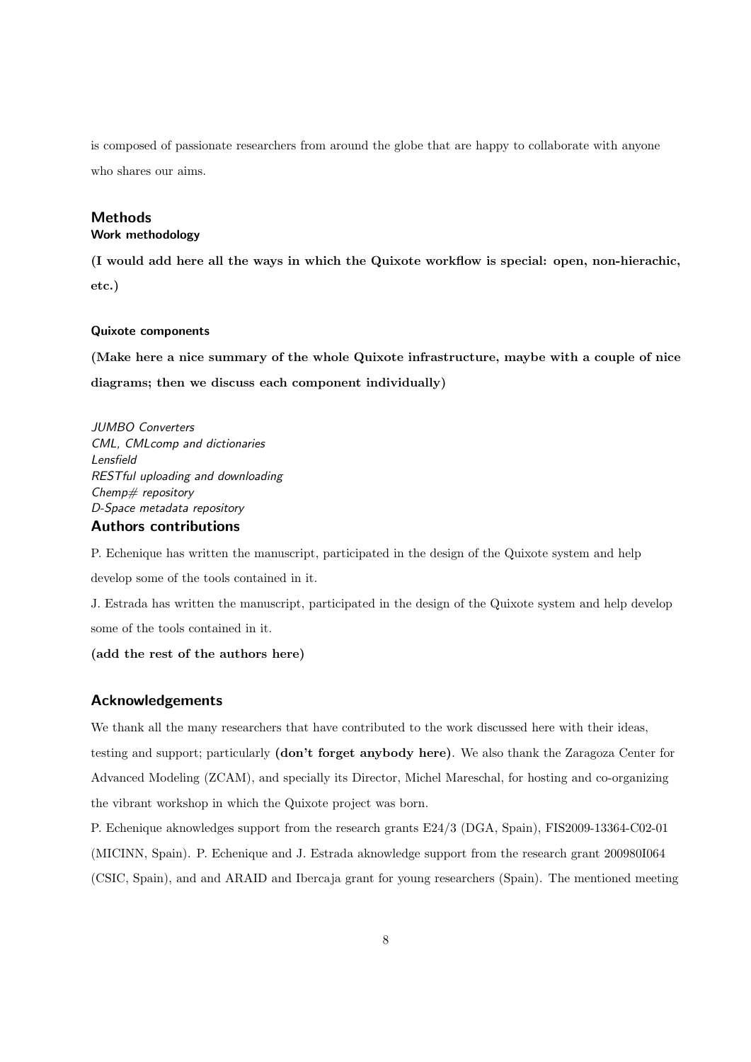is composed of passionate researchers from around the globe that are happy to collaborate with anyone who shares our aims.

## Methods

### Work methodology

**(I would add here all the ways in which the Quixote workflow is special: open, non-hierachic, etc.)**

### Quixote components

**(Make here a nice summary of the whole Quixote infrastructure, maybe with a couple of nice diagrams; then we discuss each component individually)**

*JUMBO Converters*
*CML, CMLcomp and dictionaries*
*Lensfield*
*RESTful uploading and downloading*
*Chemp# repository*
*D-Space metadata repository*

## Authors contributions

P. Echenique has written the manuscript, participated in the design of the Quixote system and help develop some of the tools contained in it.

J. Estrada has written the manuscript, participated in the design of the Quixote system and help develop some of the tools contained in it.

**(add the rest of the authors here)**

## Acknowledgements

We thank all the many researchers that have contributed to the work discussed here with their ideas, testing and support; particularly **(don't forget anybody here)**. We also thank the Zaragoza Center for Advanced Modeling (ZCAM), and specially its Director, Michel Mareschal, for hosting and co-organizing the vibrant workshop in which the Quixote project was born.

P. Echenique aknowledges support from the research grants E24/3 (DGA, Spain), FIS2009-13364-C02-01 (MICINN, Spain). P. Echenique and J. Estrada aknowledge support from the research grant 200980I064 (CSIC, Spain), and and ARAID and Ibercaja grant for young researchers (Spain). The mentioned meeting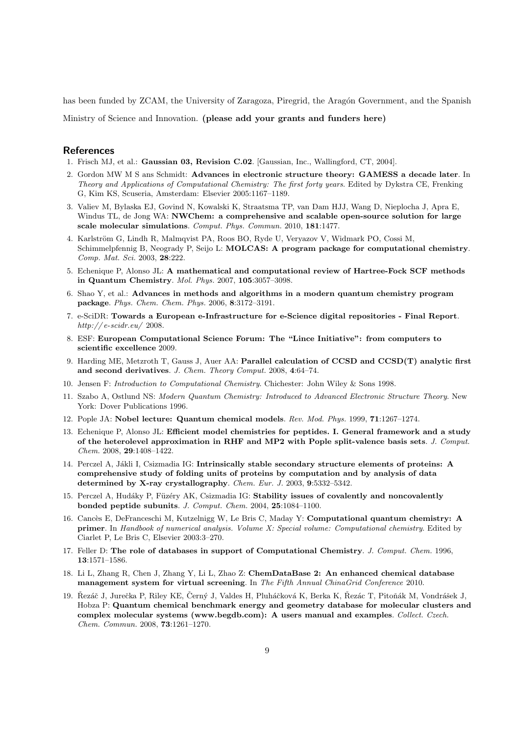has been funded by ZCAM, the University of Zaragoza, Piregrid, the Aragón Government, and the Spanish Ministry of Science and Innovation. **(please add your grants and funders here)**

## References

1. Frisch MJ, et al.: **Gaussian 03, Revision C.02**. [Gaussian, Inc., Wallingford, CT, 2004].
2. Gordon MW M S ans Schmidt: **Advances in electronic structure theory: GAMESS a decade later**. In *Theory and Applications of Computational Chemistry: The first forty years*. Edited by Dykstra CE, Frenking G, Kim KS, Scuseria, Amsterdam: Elsevier 2005:1167–1189.
3. Valiev M, Bylaska EJ, Govind N, Kowalski K, Straatsma TP, van Dam HJJ, Wang D, Nieplocha J, Apra E, Windus TL, de Jong WA: **NWChem: a comprehensive and scalable open-source solution for large scale molecular simulations**. *Comput. Phys. Commun.* 2010, **181**:1477.
4. Karlström G, Lindh R, Malmqvist PA, Roos BO, Ryde U, Veryazov V, Widmark PO, Cossi M, Schimmelpfennig B, Neogrady P, Seijo L: **MOLCAS: A program package for computational chemistry**. *Comp. Mat. Sci.* 2003, **28**:222.
5. Echenique P, Alonso JL: **A mathematical and computational review of Hartree-Fock SCF methods in Quantum Chemistry**. *Mol. Phys.* 2007, **105**:3057–3098.
6. Shao Y, et al.: **Advances in methods and algorithms in a modern quantum chemistry program package**. *Phys. Chem. Chem. Phys.* 2006, **8**:3172–3191.
7. e-SciDR: **Towards a European e-Infrastructure for e-Science digital repositories - Final Report**. *http://e-scidr.eu/* 2008.
8. ESF: **European Computational Science Forum: The "Lince Initiative": from computers to scientific excellence** 2009.
9. Harding ME, Metzroth T, Gauss J, Auer AA: **Parallel calculation of CCSD and CCSD(T) analytic first and second derivatives**. *J. Chem. Theory Comput.* 2008, **4**:64–74.
10. Jensen F: *Introduction to Computational Chemistry*. Chichester: John Wiley & Sons 1998.
11. Szabo A, Ostlund NS: *Modern Quantum Chemistry: Introduced to Advanced Electronic Structure Theory*. New York: Dover Publications 1996.
12. Pople JA: **Nobel lecture: Quantum chemical models**. *Rev. Mod. Phys.* 1999, **71**:1267–1274.
13. Echenique P, Alonso JL: **Efficient model chemistries for peptides. I. General framework and a study of the heterolevel approximation in RHF and MP2 with Pople split-valence basis sets**. *J. Comput. Chem.* 2008, **29**:1408–1422.
14. Perczel A, Jákli I, Csizmadia IG: **Intrinsically stable secondary structure elements of proteins: A comprehensive study of folding units of proteins by computation and by analysis of data determined by X-ray crystallography**. *Chem. Eur. J.* 2003, **9**:5332–5342.
15. Perczel A, Hudáky P, Füzéry AK, Csizmadia IG: **Stability issues of covalently and noncovalently bonded peptide subunits**. *J. Comput. Chem.* 2004, **25**:1084–1100.
16. Cancès E, DeFranceschi M, Kutzelnigg W, Le Bris C, Maday Y: **Computational quantum chemistry: A primer**. In *Handbook of numerical analysis. Volume X: Special volume: Computational chemistry*. Edited by Ciarlet P, Le Bris C, Elsevier 2003:3–270.
17. Feller D: **The role of databases in support of Computational Chemistry**. *J. Comput. Chem.* 1996, **13**:1571–1586.
18. Li L, Zhang R, Chen J, Zhang Y, Li L, Zhao Z: **ChemDataBase 2: An enhanced chemical database management system for virtual screening**. In *The Fifth Annual ChinaGrid Conference* 2010.
19. Řezáč J, Jurečka P, Riley KE, Černý J, Valdes H, Pluháčková K, Berka K, Řezác T, Pitoňák M, Vondrášek J, Hobza P: **Quantum chemical benchmark energy and geometry database for molecular clusters and complex molecular systems (www.begdb.com): A users manual and examples**. *Collect. Czech. Chem. Commun.* 2008, **73**:1261–1270.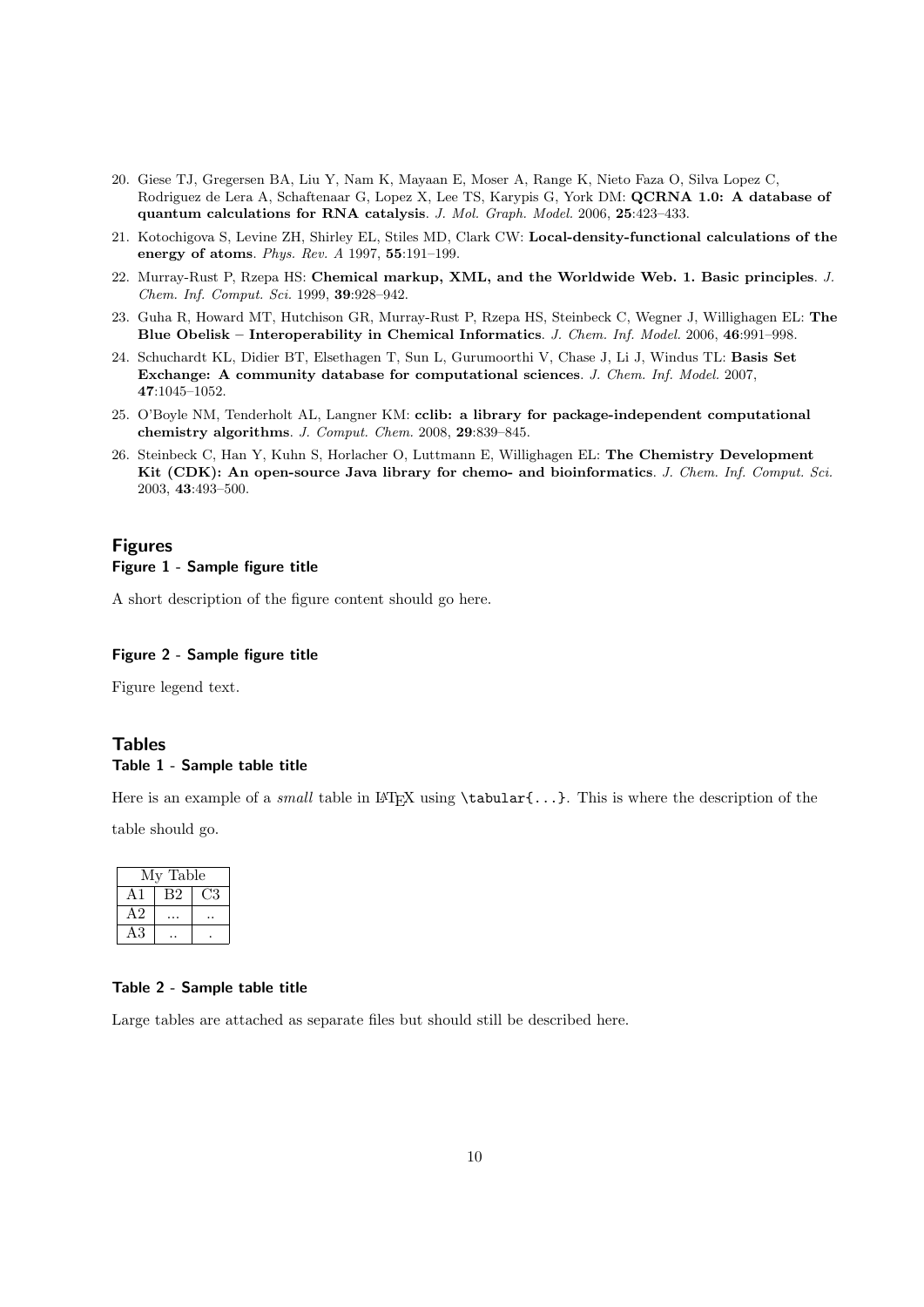20. Giese TJ, Gregersen BA, Liu Y, Nam K, Mayaan E, Moser A, Range K, Nieto Faza O, Silva Lopez C, Rodriguez de Lera A, Schaftenaar G, Lopez X, Lee TS, Karypis G, York DM: **QCRNA 1.0: A database of quantum calculations for RNA catalysis**. *J. Mol. Graph. Model.* 2006, **25**:423–433.

21. Kotochigova S, Levine ZH, Shirley EL, Stiles MD, Clark CW: **Local-density-functional calculations of the energy of atoms**. *Phys. Rev. A* 1997, **55**:191–199.

22. Murray-Rust P, Rzepa HS: **Chemical markup, XML, and the Worldwide Web. 1. Basic principles**. *J. Chem. Inf. Comput. Sci.* 1999, **39**:928–942.

23. Guha R, Howard MT, Hutchison GR, Murray-Rust P, Rzepa HS, Steinbeck C, Wegner J, Willighagen EL: **The Blue Obelisk – Interoperability in Chemical Informatics**. *J. Chem. Inf. Model.* 2006, **46**:991–998.

24. Schuchardt KL, Didier BT, Elsethagen T, Sun L, Gurumoorthi V, Chase J, Li J, Windus TL: **Basis Set Exchange: A community database for computational sciences**. *J. Chem. Inf. Model.* 2007, **47**:1045–1052.

25. O'Boyle NM, Tenderholt AL, Langner KM: **cclib: a library for package-independent computational chemistry algorithms**. *J. Comput. Chem.* 2008, **29**:839–845.

26. Steinbeck C, Han Y, Kuhn S, Horlacher O, Luttmann E, Willighagen EL: **The Chemistry Development Kit (CDK): An open-source Java library for chemo- and bioinformatics**. *J. Chem. Inf. Comput. Sci.* 2003, **43**:493–500.

## Figures

### Figure 1 - Sample figure title

A short description of the figure content should go here.

### Figure 2 - Sample figure title

Figure legend text.

## Tables

### Table 1 - Sample table title

Here is an example of a *small* table in LaTeX using `\tabular{...}`. This is where the description of the table should go.

| My Table | | |
|---|---|---|
| A1 | B2 | C3 |
| A2 | ... | .. |
| A3 | .. | . |

### Table 2 - Sample table title

Large tables are attached as separate files but should still be described here.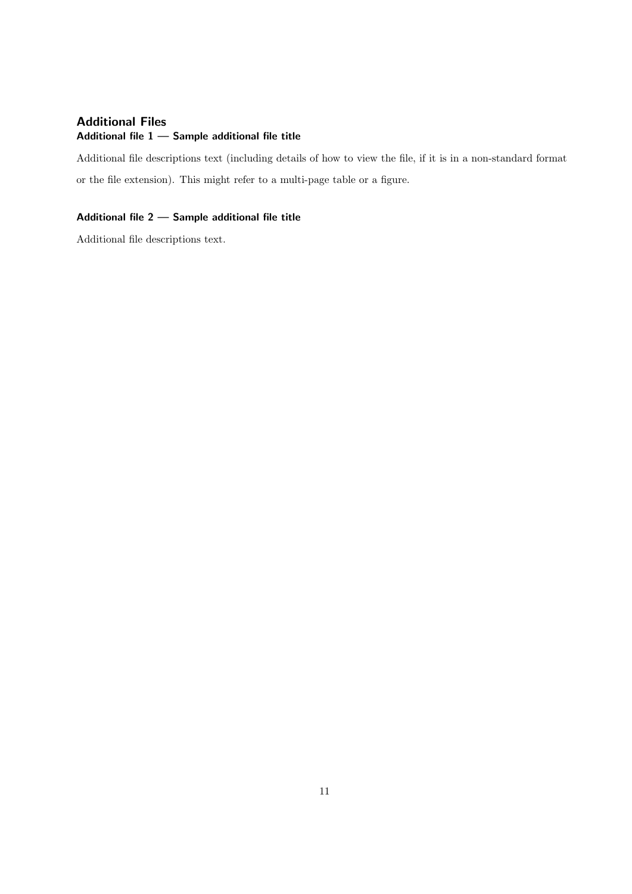## Additional Files

### Additional file 1 — Sample additional file title

Additional file descriptions text (including details of how to view the file, if it is in a non-standard format or the file extension). This might refer to a multi-page table or a figure.

### Additional file 2 — Sample additional file title

Additional file descriptions text.